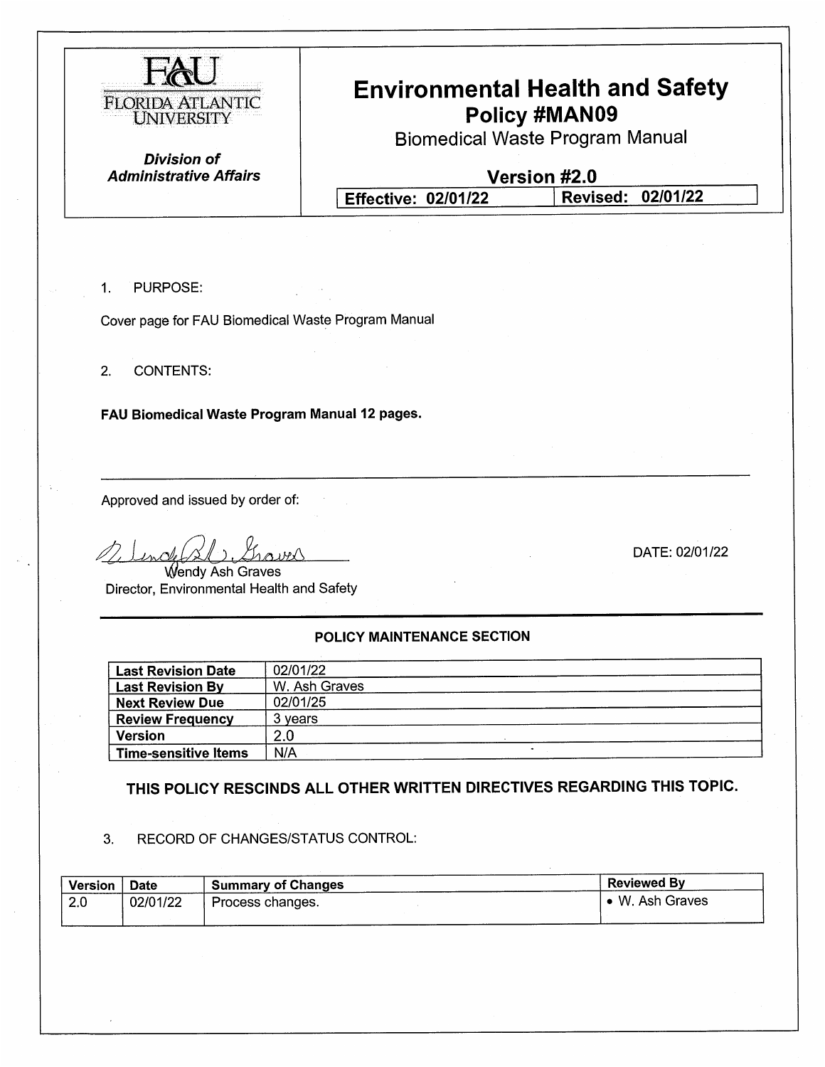FAU FLORIDA ATLANTIC UNIVERSITY

***Division of Administrative Affairs***

# Environmental Health and Safety

## Policy #MAN09

Biomedical Waste Program Manual

**Version #2.0**

| **Effective: 02/01/22** | **Revised: 02/01/22** |
|---|---|

1. PURPOSE:

Cover page for FAU Biomedical Waste Program Manual

2. CONTENTS:

**FAU Biomedical Waste Program Manual 12 pages.**

---

Approved and issued by order of:

Wendy Ash Graves
Director, Environmental Health and Safety

DATE: 02/01/22

---

**POLICY MAINTENANCE SECTION**

| **Last Revision Date** | 02/01/22 |
|---|---|
| **Last Revision By** | W. Ash Graves |
| **Next Review Due** | 02/01/25 |
| **Review Frequency** | 3 years |
| **Version** | 2.0 |
| **Time-sensitive Items** | N/A |

**THIS POLICY RESCINDS ALL OTHER WRITTEN DIRECTIVES REGARDING THIS TOPIC.**

3. RECORD OF CHANGES/STATUS CONTROL:

| **Version** | **Date** | **Summary of Changes** | **Reviewed By** |
|---|---|---|---|
| 2.0 | 02/01/22 | Process changes. | • W. Ash Graves |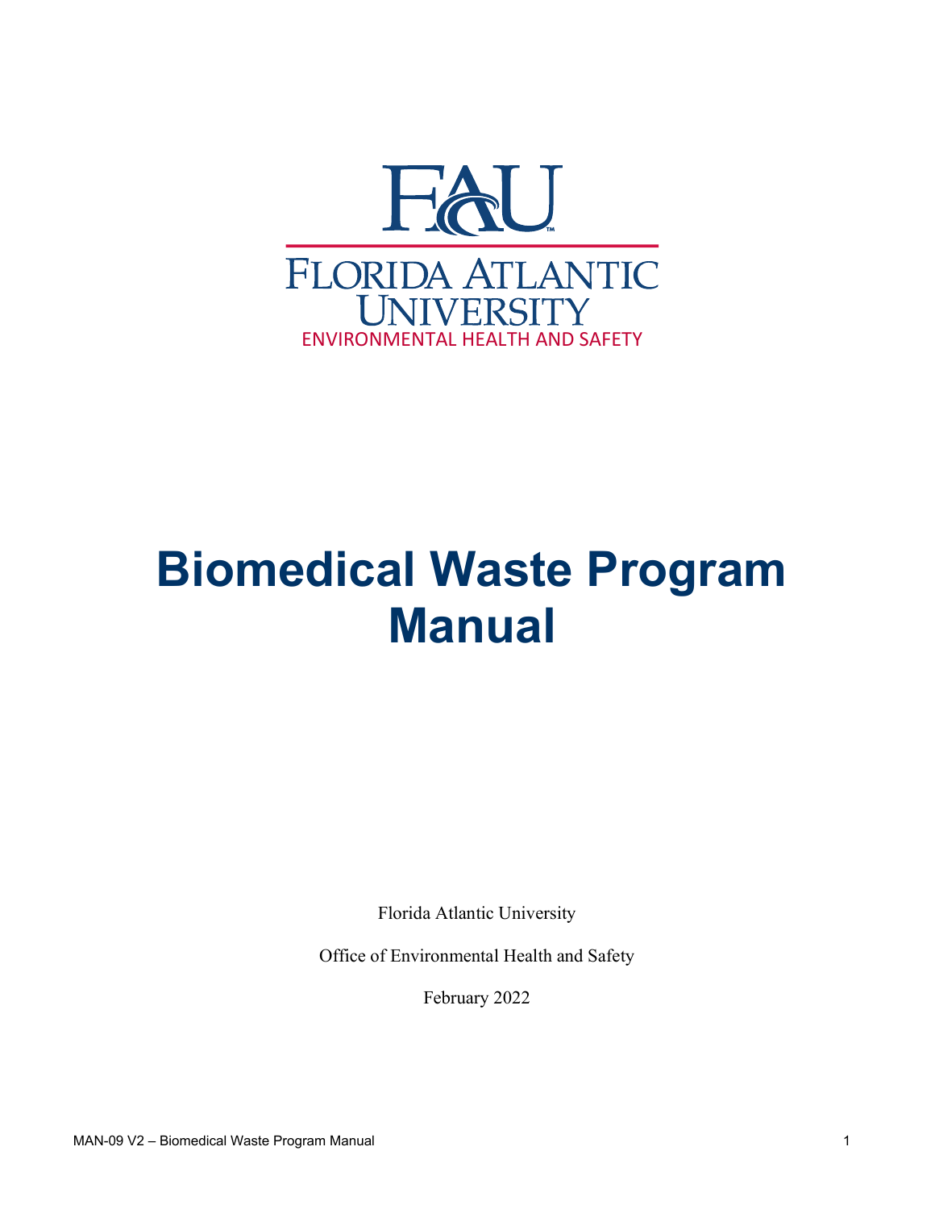FLORIDA ATLANTIC UNIVERSITY

ENVIRONMENTAL HEALTH AND SAFETY

# Biomedical Waste Program Manual

Florida Atlantic University

Office of Environmental Health and Safety

February 2022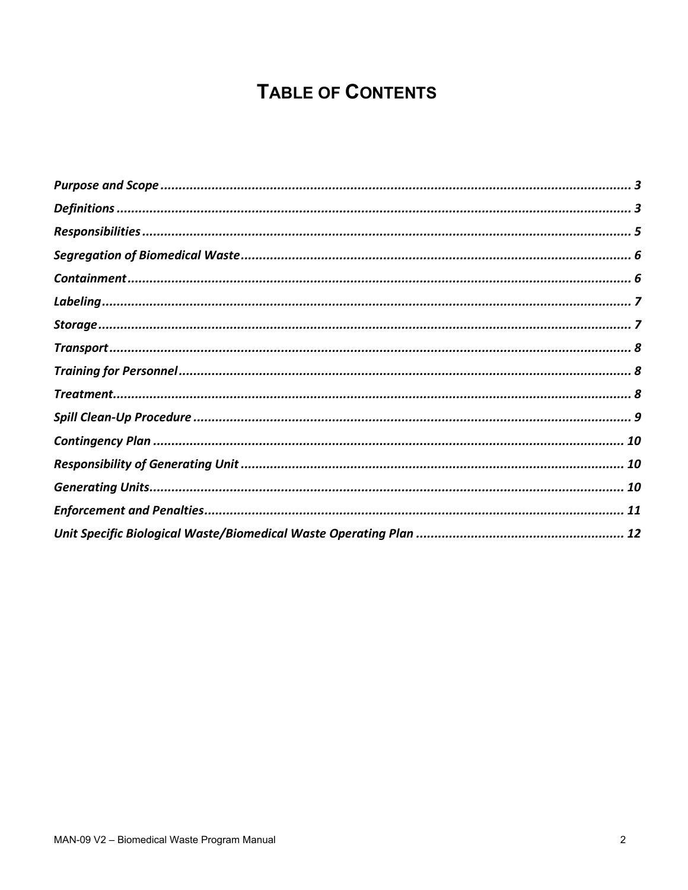# Table of Contents

| Section | Page |
|---|---|
| *Purpose and Scope* | *3* |
| *Definitions* | *3* |
| *Responsibilities* | *5* |
| *Segregation of Biomedical Waste* | *6* |
| *Containment* | *6* |
| *Labeling* | *7* |
| *Storage* | *7* |
| *Transport* | *8* |
| *Training for Personnel* | *8* |
| *Treatment* | *8* |
| *Spill Clean-Up Procedure* | *9* |
| *Contingency Plan* | *10* |
| *Responsibility of Generating Unit* | *10* |
| *Generating Units* | *10* |
| *Enforcement and Penalties* | *11* |
| *Unit Specific Biological Waste/Biomedical Waste Operating Plan* | *12* |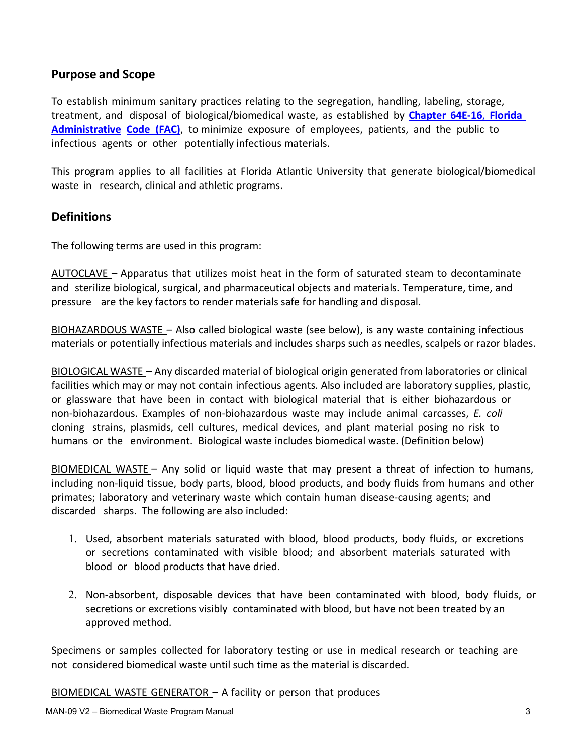## Purpose and Scope

To establish minimum sanitary practices relating to the segregation, handling, labeling, storage, treatment, and disposal of biological/biomedical waste, as established by **[Chapter 64E-16, Florida Administrative Code (FAC)](#)**, to minimize exposure of employees, patients, and the public to infectious agents or other potentially infectious materials.

This program applies to all facilities at Florida Atlantic University that generate biological/biomedical waste in research, clinical and athletic programs.

## Definitions

The following terms are used in this program:

AUTOCLAVE – Apparatus that utilizes moist heat in the form of saturated steam to decontaminate and sterilize biological, surgical, and pharmaceutical objects and materials. Temperature, time, and pressure are the key factors to render materials safe for handling and disposal.

BIOHAZARDOUS WASTE – Also called biological waste (see below), is any waste containing infectious materials or potentially infectious materials and includes sharps such as needles, scalpels or razor blades.

BIOLOGICAL WASTE – Any discarded material of biological origin generated from laboratories or clinical facilities which may or may not contain infectious agents. Also included are laboratory supplies, plastic, or glassware that have been in contact with biological material that is either biohazardous or non-biohazardous. Examples of non-biohazardous waste may include animal carcasses, *E. coli* cloning strains, plasmids, cell cultures, medical devices, and plant material posing no risk to humans or the environment. Biological waste includes biomedical waste. (Definition below)

BIOMEDICAL WASTE – Any solid or liquid waste that may present a threat of infection to humans, including non-liquid tissue, body parts, blood, blood products, and body fluids from humans and other primates; laboratory and veterinary waste which contain human disease-causing agents; and discarded sharps. The following are also included:

1. Used, absorbent materials saturated with blood, blood products, body fluids, or excretions or secretions contaminated with visible blood; and absorbent materials saturated with blood or blood products that have dried.

2. Non-absorbent, disposable devices that have been contaminated with blood, body fluids, or secretions or excretions visibly contaminated with blood, but have not been treated by an approved method.

Specimens or samples collected for laboratory testing or use in medical research or teaching are not considered biomedical waste until such time as the material is discarded.

BIOMEDICAL WASTE GENERATOR – A facility or person that produces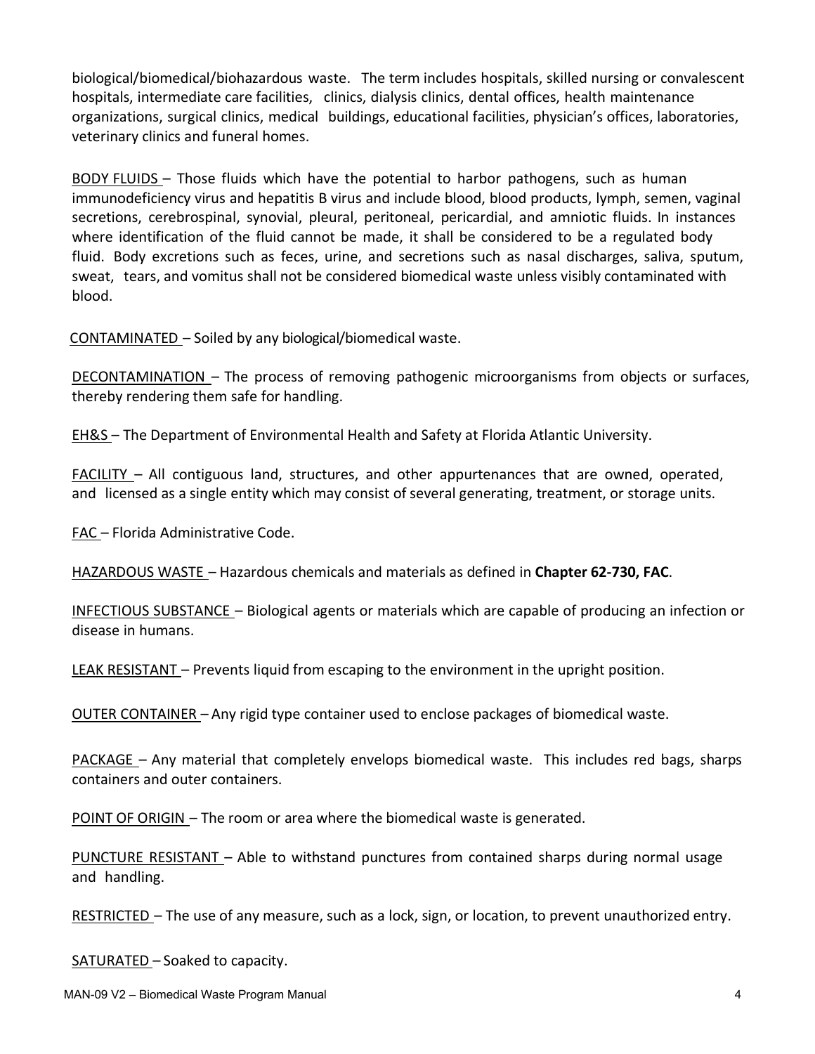biological/biomedical/biohazardous waste. The term includes hospitals, skilled nursing or convalescent hospitals, intermediate care facilities, clinics, dialysis clinics, dental offices, health maintenance organizations, surgical clinics, medical buildings, educational facilities, physician's offices, laboratories, veterinary clinics and funeral homes.

<u>BODY FLUIDS</u> – Those fluids which have the potential to harbor pathogens, such as human immunodeficiency virus and hepatitis B virus and include blood, blood products, lymph, semen, vaginal secretions, cerebrospinal, synovial, pleural, peritoneal, pericardial, and amniotic fluids. In instances where identification of the fluid cannot be made, it shall be considered to be a regulated body fluid. Body excretions such as feces, urine, and secretions such as nasal discharges, saliva, sputum, sweat, tears, and vomitus shall not be considered biomedical waste unless visibly contaminated with blood.

<u>CONTAMINATED</u> – Soiled by any biological/biomedical waste.

<u>DECONTAMINATION</u> – The process of removing pathogenic microorganisms from objects or surfaces, thereby rendering them safe for handling.

<u>EH&S</u> – The Department of Environmental Health and Safety at Florida Atlantic University.

<u>FACILITY</u> – All contiguous land, structures, and other appurtenances that are owned, operated, and licensed as a single entity which may consist of several generating, treatment, or storage units.

<u>FAC</u> – Florida Administrative Code.

<u>HAZARDOUS WASTE</u> – Hazardous chemicals and materials as defined in **Chapter 62-730, FAC**.

<u>INFECTIOUS SUBSTANCE</u> – Biological agents or materials which are capable of producing an infection or disease in humans.

<u>LEAK RESISTANT</u> – Prevents liquid from escaping to the environment in the upright position.

<u>OUTER CONTAINER</u> – Any rigid type container used to enclose packages of biomedical waste.

<u>PACKAGE</u> – Any material that completely envelops biomedical waste. This includes red bags, sharps containers and outer containers.

<u>POINT OF ORIGIN</u> – The room or area where the biomedical waste is generated.

<u>PUNCTURE RESISTANT</u> – Able to withstand punctures from contained sharps during normal usage and handling.

<u>RESTRICTED</u> – The use of any measure, such as a lock, sign, or location, to prevent unauthorized entry.

<u>SATURATED</u> – Soaked to capacity.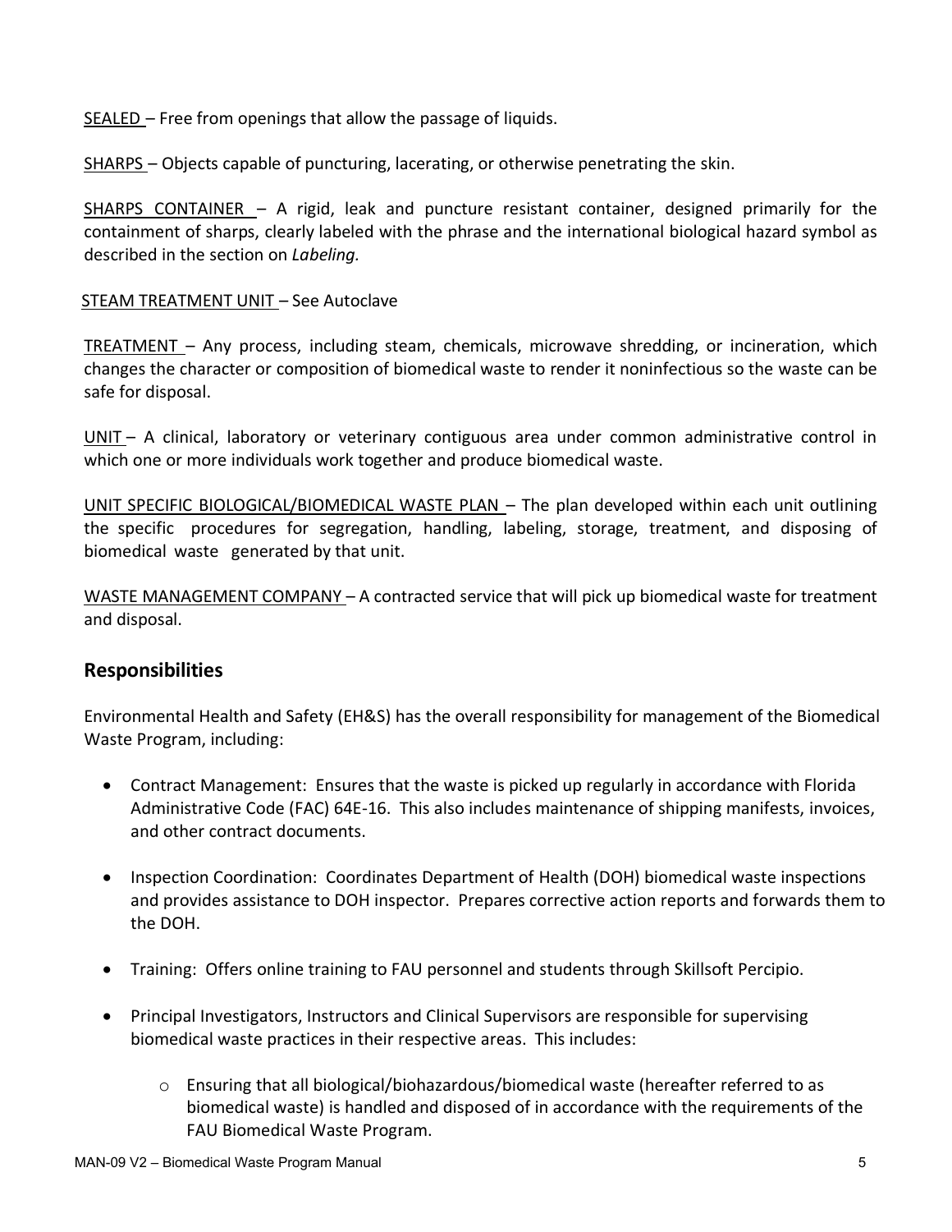<u>SEALED</u> – Free from openings that allow the passage of liquids.

<u>SHARPS</u> – Objects capable of puncturing, lacerating, or otherwise penetrating the skin.

<u>SHARPS CONTAINER</u> – A rigid, leak and puncture resistant container, designed primarily for the containment of sharps, clearly labeled with the phrase and the international biological hazard symbol as described in the section on *Labeling.*

<u>STEAM TREATMENT UNIT</u> – See Autoclave

<u>TREATMENT</u> – Any process, including steam, chemicals, microwave shredding, or incineration, which changes the character or composition of biomedical waste to render it noninfectious so the waste can be safe for disposal.

<u>UNIT</u> – A clinical, laboratory or veterinary contiguous area under common administrative control in which one or more individuals work together and produce biomedical waste.

<u>UNIT SPECIFIC BIOLOGICAL/BIOMEDICAL WASTE PLAN</u> – The plan developed within each unit outlining the specific procedures for segregation, handling, labeling, storage, treatment, and disposing of biomedical waste generated by that unit.

<u>WASTE MANAGEMENT COMPANY</u> – A contracted service that will pick up biomedical waste for treatment and disposal.

## Responsibilities

Environmental Health and Safety (EH&S) has the overall responsibility for management of the Biomedical Waste Program, including:

- Contract Management: Ensures that the waste is picked up regularly in accordance with Florida Administrative Code (FAC) 64E-16. This also includes maintenance of shipping manifests, invoices, and other contract documents.
- Inspection Coordination: Coordinates Department of Health (DOH) biomedical waste inspections and provides assistance to DOH inspector. Prepares corrective action reports and forwards them to the DOH.
- Training: Offers online training to FAU personnel and students through Skillsoft Percipio.
- Principal Investigators, Instructors and Clinical Supervisors are responsible for supervising biomedical waste practices in their respective areas. This includes:
  - Ensuring that all biological/biohazardous/biomedical waste (hereafter referred to as biomedical waste) is handled and disposed of in accordance with the requirements of the FAU Biomedical Waste Program.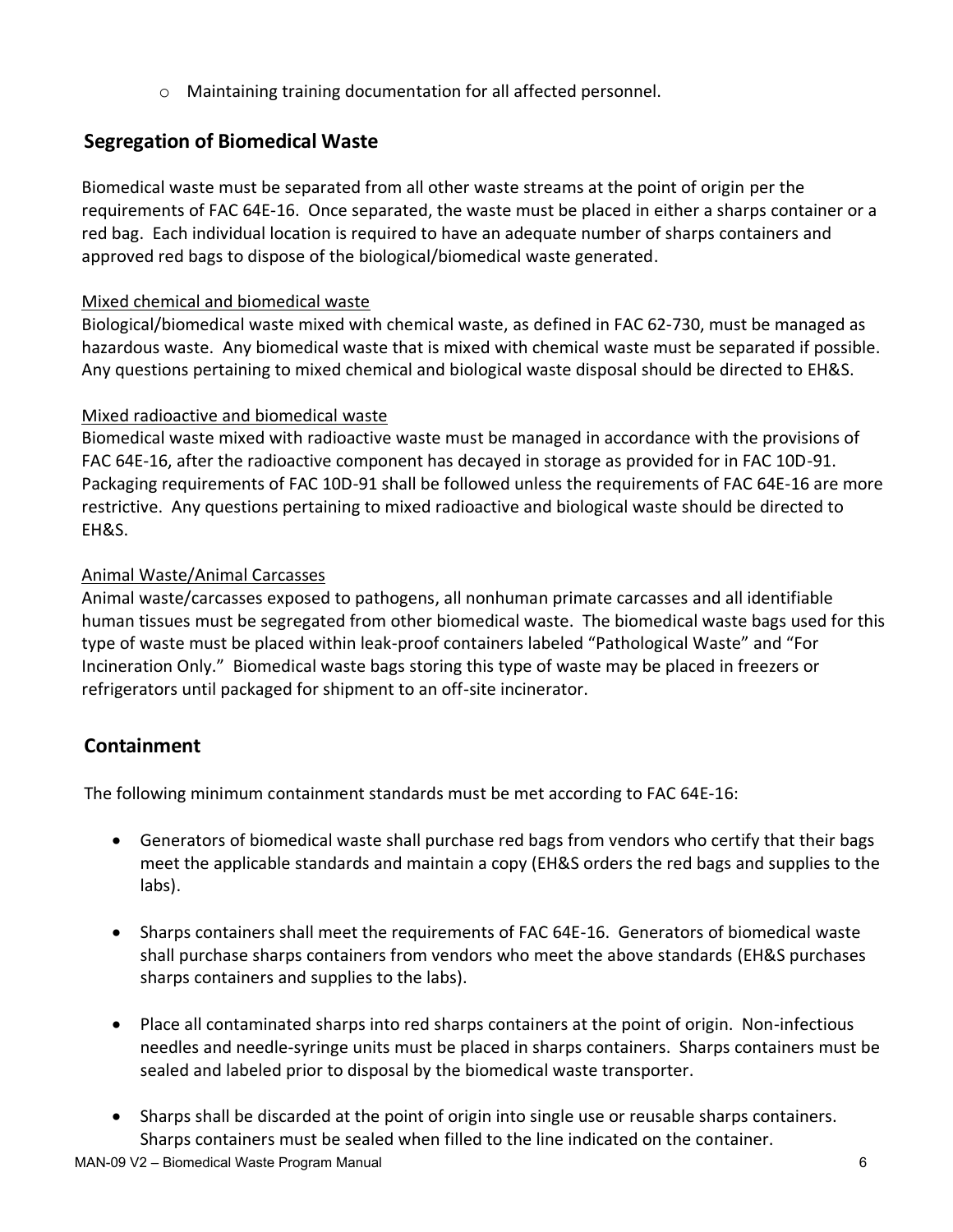- Maintaining training documentation for all affected personnel.

## Segregation of Biomedical Waste

Biomedical waste must be separated from all other waste streams at the point of origin per the requirements of FAC 64E-16. Once separated, the waste must be placed in either a sharps container or a red bag. Each individual location is required to have an adequate number of sharps containers and approved red bags to dispose of the biological/biomedical waste generated.

<u>Mixed chemical and biomedical waste</u>

Biological/biomedical waste mixed with chemical waste, as defined in FAC 62-730, must be managed as hazardous waste. Any biomedical waste that is mixed with chemical waste must be separated if possible. Any questions pertaining to mixed chemical and biological waste disposal should be directed to EH&S.

<u>Mixed radioactive and biomedical waste</u>

Biomedical waste mixed with radioactive waste must be managed in accordance with the provisions of FAC 64E-16, after the radioactive component has decayed in storage as provided for in FAC 10D-91. Packaging requirements of FAC 10D-91 shall be followed unless the requirements of FAC 64E-16 are more restrictive. Any questions pertaining to mixed radioactive and biological waste should be directed to EH&S.

<u>Animal Waste/Animal Carcasses</u>

Animal waste/carcasses exposed to pathogens, all nonhuman primate carcasses and all identifiable human tissues must be segregated from other biomedical waste. The biomedical waste bags used for this type of waste must be placed within leak-proof containers labeled "Pathological Waste" and "For Incineration Only." Biomedical waste bags storing this type of waste may be placed in freezers or refrigerators until packaged for shipment to an off-site incinerator.

## Containment

The following minimum containment standards must be met according to FAC 64E-16:

- Generators of biomedical waste shall purchase red bags from vendors who certify that their bags meet the applicable standards and maintain a copy (EH&S orders the red bags and supplies to the labs).

- Sharps containers shall meet the requirements of FAC 64E-16. Generators of biomedical waste shall purchase sharps containers from vendors who meet the above standards (EH&S purchases sharps containers and supplies to the labs).

- Place all contaminated sharps into red sharps containers at the point of origin. Non-infectious needles and needle-syringe units must be placed in sharps containers. Sharps containers must be sealed and labeled prior to disposal by the biomedical waste transporter.

- Sharps shall be discarded at the point of origin into single use or reusable sharps containers. Sharps containers must be sealed when filled to the line indicated on the container.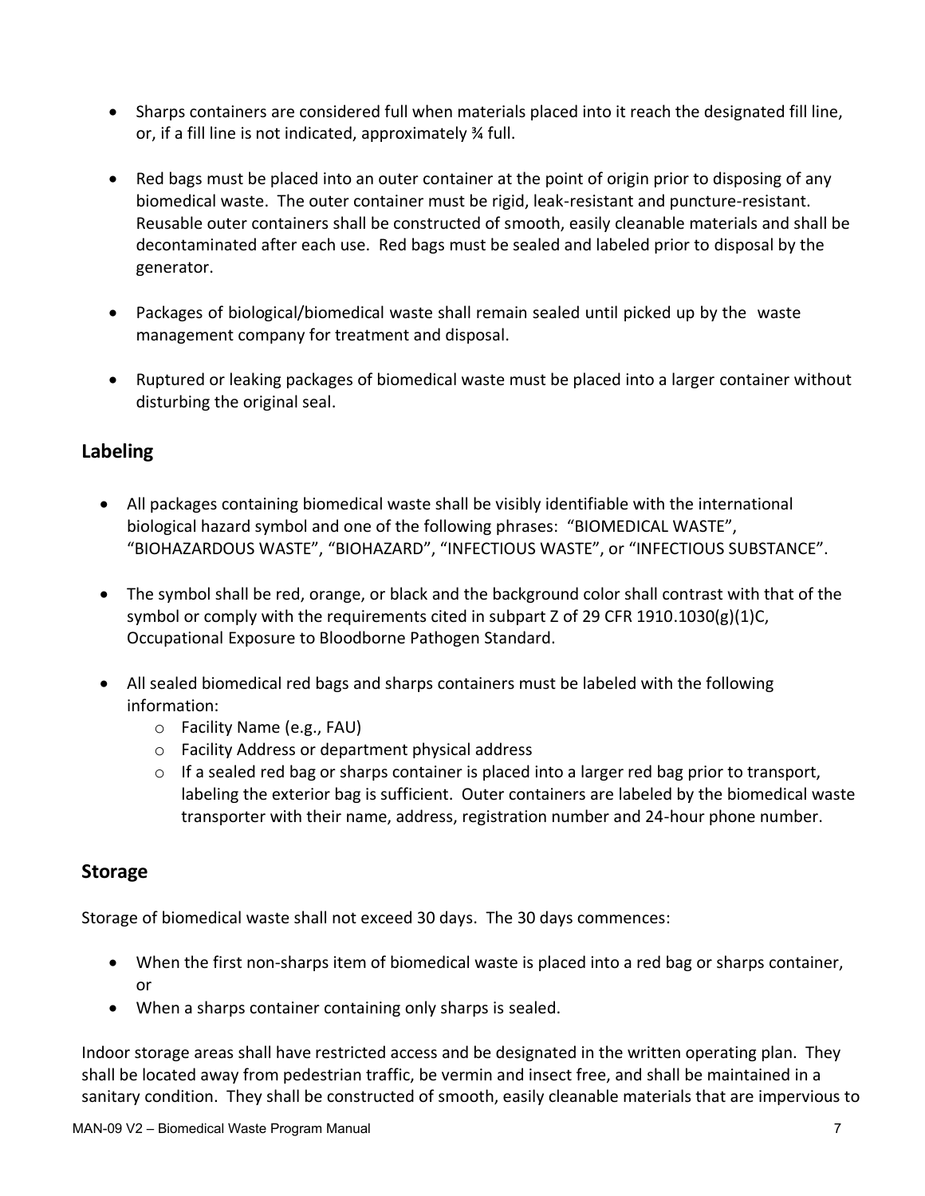- Sharps containers are considered full when materials placed into it reach the designated fill line, or, if a fill line is not indicated, approximately ¾ full.
- Red bags must be placed into an outer container at the point of origin prior to disposing of any biomedical waste. The outer container must be rigid, leak-resistant and puncture-resistant. Reusable outer containers shall be constructed of smooth, easily cleanable materials and shall be decontaminated after each use. Red bags must be sealed and labeled prior to disposal by the generator.
- Packages of biological/biomedical waste shall remain sealed until picked up by the waste management company for treatment and disposal.
- Ruptured or leaking packages of biomedical waste must be placed into a larger container without disturbing the original seal.

## Labeling

- All packages containing biomedical waste shall be visibly identifiable with the international biological hazard symbol and one of the following phrases: "BIOMEDICAL WASTE", "BIOHAZARDOUS WASTE", "BIOHAZARD", "INFECTIOUS WASTE", or "INFECTIOUS SUBSTANCE".
- The symbol shall be red, orange, or black and the background color shall contrast with that of the symbol or comply with the requirements cited in subpart Z of 29 CFR 1910.1030(g)(1)C, Occupational Exposure to Bloodborne Pathogen Standard.
- All sealed biomedical red bags and sharps containers must be labeled with the following information:
  - Facility Name (e.g., FAU)
  - Facility Address or department physical address
  - If a sealed red bag or sharps container is placed into a larger red bag prior to transport, labeling the exterior bag is sufficient. Outer containers are labeled by the biomedical waste transporter with their name, address, registration number and 24-hour phone number.

## Storage

Storage of biomedical waste shall not exceed 30 days. The 30 days commences:

- When the first non-sharps item of biomedical waste is placed into a red bag or sharps container, or
- When a sharps container containing only sharps is sealed.

Indoor storage areas shall have restricted access and be designated in the written operating plan. They shall be located away from pedestrian traffic, be vermin and insect free, and shall be maintained in a sanitary condition. They shall be constructed of smooth, easily cleanable materials that are impervious to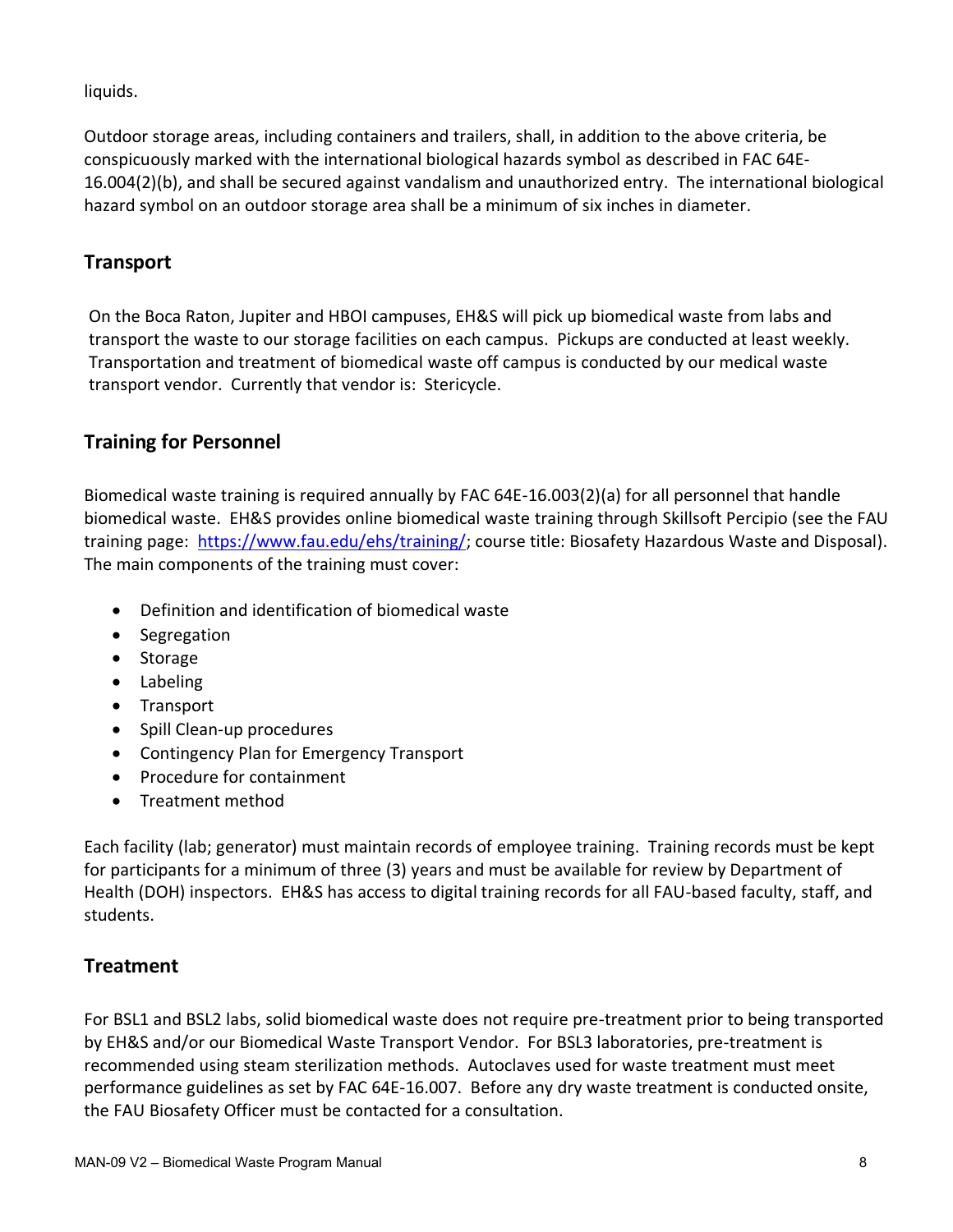liquids.

Outdoor storage areas, including containers and trailers, shall, in addition to the above criteria, be conspicuously marked with the international biological hazards symbol as described in FAC 64E-16.004(2)(b), and shall be secured against vandalism and unauthorized entry. The international biological hazard symbol on an outdoor storage area shall be a minimum of six inches in diameter.

## Transport

On the Boca Raton, Jupiter and HBOI campuses, EH&S will pick up biomedical waste from labs and transport the waste to our storage facilities on each campus. Pickups are conducted at least weekly. Transportation and treatment of biomedical waste off campus is conducted by our medical waste transport vendor. Currently that vendor is: Stericycle.

## Training for Personnel

Biomedical waste training is required annually by FAC 64E-16.003(2)(a) for all personnel that handle biomedical waste. EH&S provides online biomedical waste training through Skillsoft Percipio (see the FAU training page: [https://www.fau.edu/ehs/training/](https://www.fau.edu/ehs/training/); course title: Biosafety Hazardous Waste and Disposal). The main components of the training must cover:

- Definition and identification of biomedical waste
- Segregation
- Storage
- Labeling
- Transport
- Spill Clean-up procedures
- Contingency Plan for Emergency Transport
- Procedure for containment
- Treatment method

Each facility (lab; generator) must maintain records of employee training. Training records must be kept for participants for a minimum of three (3) years and must be available for review by Department of Health (DOH) inspectors. EH&S has access to digital training records for all FAU-based faculty, staff, and students.

## Treatment

For BSL1 and BSL2 labs, solid biomedical waste does not require pre-treatment prior to being transported by EH&S and/or our Biomedical Waste Transport Vendor. For BSL3 laboratories, pre-treatment is recommended using steam sterilization methods. Autoclaves used for waste treatment must meet performance guidelines as set by FAC 64E-16.007. Before any dry waste treatment is conducted onsite, the FAU Biosafety Officer must be contacted for a consultation.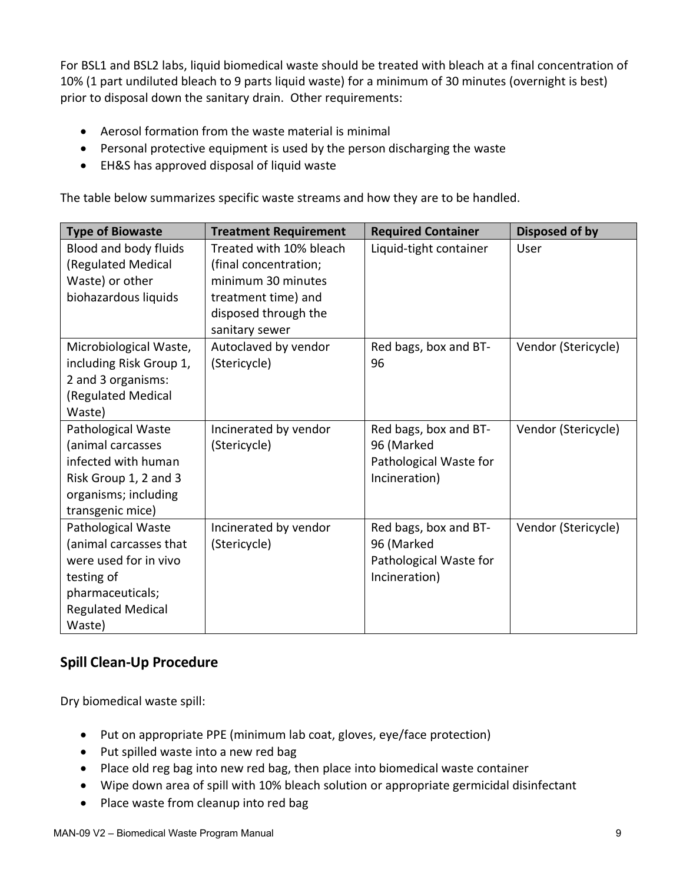For BSL1 and BSL2 labs, liquid biomedical waste should be treated with bleach at a final concentration of 10% (1 part undiluted bleach to 9 parts liquid waste) for a minimum of 30 minutes (overnight is best) prior to disposal down the sanitary drain. Other requirements:

- Aerosol formation from the waste material is minimal
- Personal protective equipment is used by the person discharging the waste
- EH&S has approved disposal of liquid waste

The table below summarizes specific waste streams and how they are to be handled.

| Type of Biowaste | Treatment Requirement | Required Container | Disposed of by |
|---|---|---|---|
| Blood and body fluids (Regulated Medical Waste) or other biohazardous liquids | Treated with 10% bleach (final concentration; minimum 30 minutes treatment time) and disposed through the sanitary sewer | Liquid-tight container | User |
| Microbiological Waste, including Risk Group 1, 2 and 3 organisms: (Regulated Medical Waste) | Autoclaved by vendor (Stericycle) | Red bags, box and BT-96 | Vendor (Stericycle) |
| Pathological Waste (animal carcasses infected with human Risk Group 1, 2 and 3 organisms; including transgenic mice) | Incinerated by vendor (Stericycle) | Red bags, box and BT-96 (Marked Pathological Waste for Incineration) | Vendor (Stericycle) |
| Pathological Waste (animal carcasses that were used for in vivo testing of pharmaceuticals; Regulated Medical Waste) | Incinerated by vendor (Stericycle) | Red bags, box and BT-96 (Marked Pathological Waste for Incineration) | Vendor (Stericycle) |

## Spill Clean-Up Procedure

Dry biomedical waste spill:

- Put on appropriate PPE (minimum lab coat, gloves, eye/face protection)
- Put spilled waste into a new red bag
- Place old reg bag into new red bag, then place into biomedical waste container
- Wipe down area of spill with 10% bleach solution or appropriate germicidal disinfectant
- Place waste from cleanup into red bag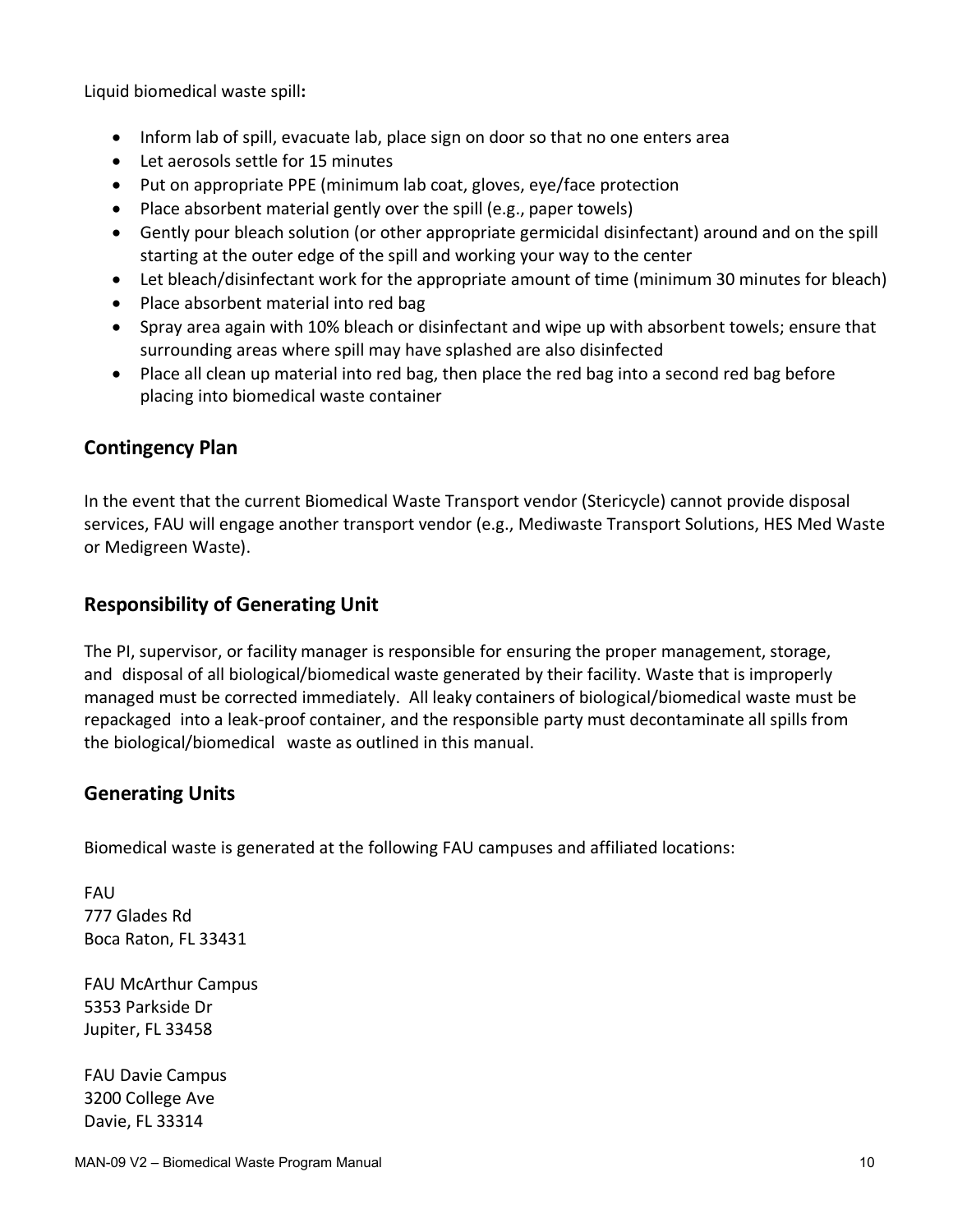Liquid biomedical waste spill**:**

- Inform lab of spill, evacuate lab, place sign on door so that no one enters area
- Let aerosols settle for 15 minutes
- Put on appropriate PPE (minimum lab coat, gloves, eye/face protection
- Place absorbent material gently over the spill (e.g., paper towels)
- Gently pour bleach solution (or other appropriate germicidal disinfectant) around and on the spill starting at the outer edge of the spill and working your way to the center
- Let bleach/disinfectant work for the appropriate amount of time (minimum 30 minutes for bleach)
- Place absorbent material into red bag
- Spray area again with 10% bleach or disinfectant and wipe up with absorbent towels; ensure that surrounding areas where spill may have splashed are also disinfected
- Place all clean up material into red bag, then place the red bag into a second red bag before placing into biomedical waste container

## Contingency Plan

In the event that the current Biomedical Waste Transport vendor (Stericycle) cannot provide disposal services, FAU will engage another transport vendor (e.g., Mediwaste Transport Solutions, HES Med Waste or Medigreen Waste).

## Responsibility of Generating Unit

The PI, supervisor, or facility manager is responsible for ensuring the proper management, storage, and disposal of all biological/biomedical waste generated by their facility. Waste that is improperly managed must be corrected immediately. All leaky containers of biological/biomedical waste must be repackaged into a leak-proof container, and the responsible party must decontaminate all spills from the biological/biomedical waste as outlined in this manual.

## Generating Units

Biomedical waste is generated at the following FAU campuses and affiliated locations:

FAU
777 Glades Rd
Boca Raton, FL 33431

FAU McArthur Campus
5353 Parkside Dr
Jupiter, FL 33458

FAU Davie Campus
3200 College Ave
Davie, FL 33314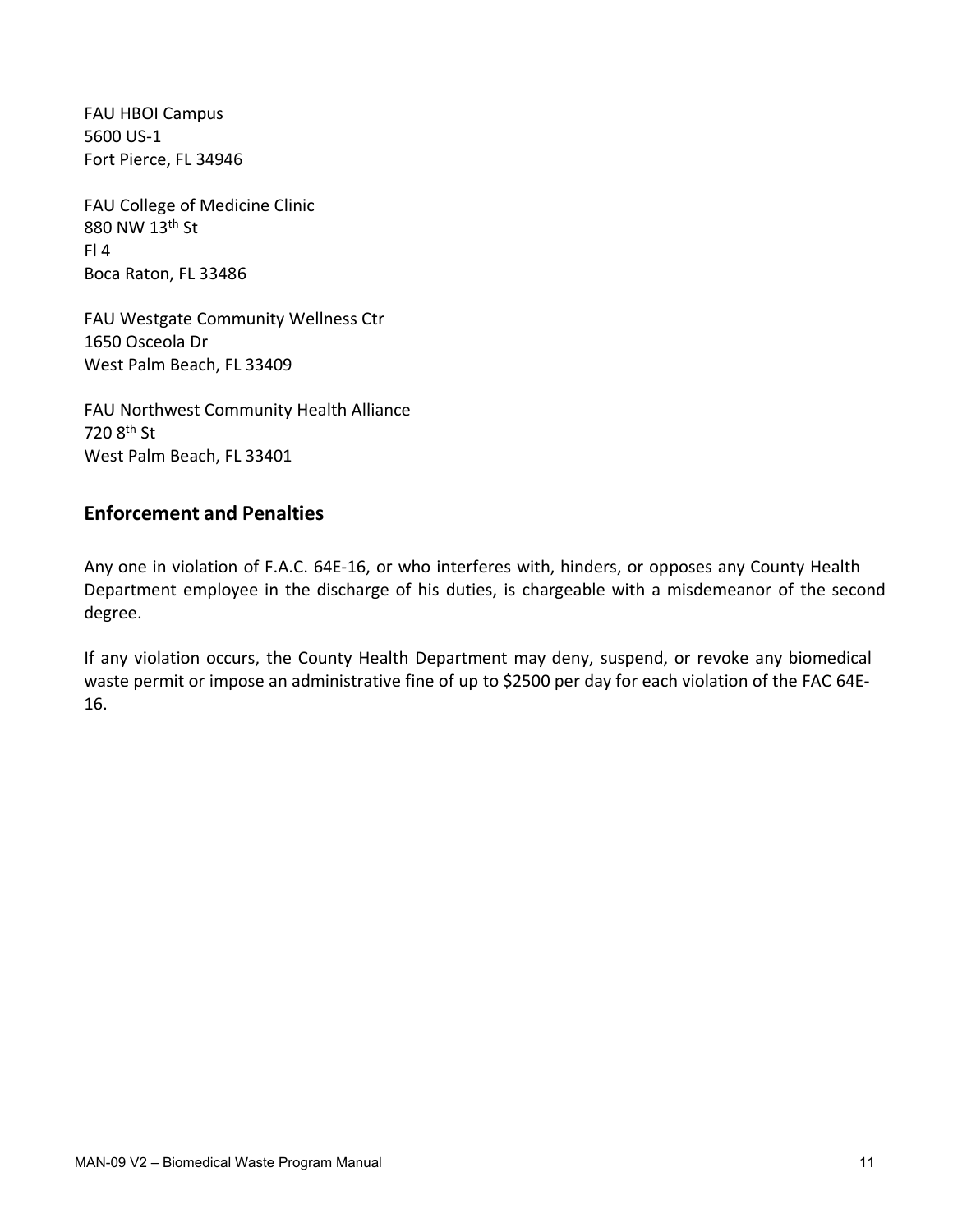FAU HBOI Campus  
5600 US-1  
Fort Pierce, FL 34946

FAU College of Medicine Clinic  
880 NW 13th St  
Fl 4  
Boca Raton, FL 33486

FAU Westgate Community Wellness Ctr  
1650 Osceola Dr  
West Palm Beach, FL 33409

FAU Northwest Community Health Alliance  
720 8th St  
West Palm Beach, FL 33401

## Enforcement and Penalties

Any one in violation of F.A.C. 64E-16, or who interferes with, hinders, or opposes any County Health Department employee in the discharge of his duties, is chargeable with a misdemeanor of the second degree.

If any violation occurs, the County Health Department may deny, suspend, or revoke any biomedical waste permit or impose an administrative fine of up to $2500 per day for each violation of the FAC 64E-16.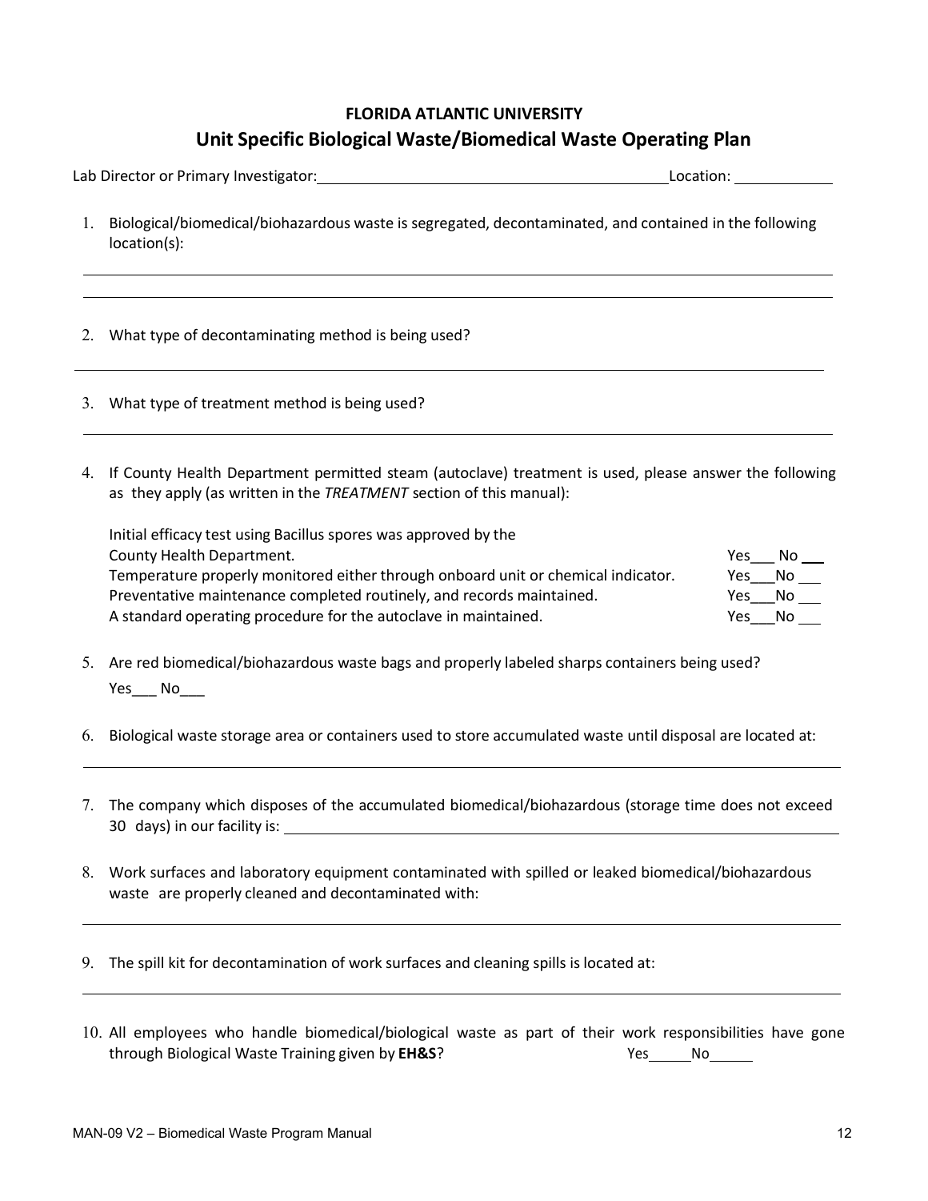**FLORIDA ATLANTIC UNIVERSITY**

## Unit Specific Biological Waste/Biomedical Waste Operating Plan

Lab Director or Primary Investigator:\_\_\_\_\_\_\_\_\_\_\_\_\_\_\_\_\_\_\_\_\_\_\_\_\_\_\_\_\_\_\_\_\_\_\_\_\_\_\_\_\_\_\_\_ Location: \_\_\_\_\_\_\_\_\_\_\_\_

1. Biological/biomedical/biohazardous waste is segregated, decontaminated, and contained in the following location(s):

   \_\_\_\_\_\_\_\_\_\_\_\_\_\_\_\_\_\_\_\_\_\_\_\_\_\_\_\_\_\_\_\_\_\_\_\_\_\_\_\_\_\_\_\_\_\_\_\_\_\_\_\_\_\_\_\_\_\_\_\_\_\_\_\_\_\_\_\_\_\_\_\_\_\_\_\_

   \_\_\_\_\_\_\_\_\_\_\_\_\_\_\_\_\_\_\_\_\_\_\_\_\_\_\_\_\_\_\_\_\_\_\_\_\_\_\_\_\_\_\_\_\_\_\_\_\_\_\_\_\_\_\_\_\_\_\_\_\_\_\_\_\_\_\_\_\_\_\_\_\_\_\_\_

2. What type of decontaminating method is being used?

   \_\_\_\_\_\_\_\_\_\_\_\_\_\_\_\_\_\_\_\_\_\_\_\_\_\_\_\_\_\_\_\_\_\_\_\_\_\_\_\_\_\_\_\_\_\_\_\_\_\_\_\_\_\_\_\_\_\_\_\_\_\_\_\_\_\_\_\_\_\_\_\_\_\_\_\_

3. What type of treatment method is being used?

   \_\_\_\_\_\_\_\_\_\_\_\_\_\_\_\_\_\_\_\_\_\_\_\_\_\_\_\_\_\_\_\_\_\_\_\_\_\_\_\_\_\_\_\_\_\_\_\_\_\_\_\_\_\_\_\_\_\_\_\_\_\_\_\_\_\_\_\_\_\_\_\_\_\_\_\_

4. If County Health Department permitted steam (autoclave) treatment is used, please answer the following as they apply (as written in the *TREATMENT* section of this manual):

   Initial efficacy test using Bacillus spores was approved by the County Health Department. Yes\_\_\_ No \_\_\_
   
   Temperature properly monitored either through onboard unit or chemical indicator. Yes\_\_\_No \_\_\_
   
   Preventative maintenance completed routinely, and records maintained. Yes\_\_\_No \_\_\_
   
   A standard operating procedure for the autoclave in maintained. Yes\_\_\_No \_\_\_

5. Are red biomedical/biohazardous waste bags and properly labeled sharps containers being used?

   Yes\_\_\_ No\_\_\_

6. Biological waste storage area or containers used to store accumulated waste until disposal are located at:

   \_\_\_\_\_\_\_\_\_\_\_\_\_\_\_\_\_\_\_\_\_\_\_\_\_\_\_\_\_\_\_\_\_\_\_\_\_\_\_\_\_\_\_\_\_\_\_\_\_\_\_\_\_\_\_\_\_\_\_\_\_\_\_\_\_\_\_\_\_\_\_\_\_\_\_\_

7. The company which disposes of the accumulated biomedical/biohazardous (storage time does not exceed 30 days) in our facility is: \_\_\_\_\_\_\_\_\_\_\_\_\_\_\_\_\_\_\_\_\_\_\_\_\_\_\_\_\_\_\_\_\_\_\_\_\_\_\_\_\_\_

8. Work surfaces and laboratory equipment contaminated with spilled or leaked biomedical/biohazardous waste are properly cleaned and decontaminated with:

   \_\_\_\_\_\_\_\_\_\_\_\_\_\_\_\_\_\_\_\_\_\_\_\_\_\_\_\_\_\_\_\_\_\_\_\_\_\_\_\_\_\_\_\_\_\_\_\_\_\_\_\_\_\_\_\_\_\_\_\_\_\_\_\_\_\_\_\_\_\_\_\_\_\_\_\_

9. The spill kit for decontamination of work surfaces and cleaning spills is located at:

   \_\_\_\_\_\_\_\_\_\_\_\_\_\_\_\_\_\_\_\_\_\_\_\_\_\_\_\_\_\_\_\_\_\_\_\_\_\_\_\_\_\_\_\_\_\_\_\_\_\_\_\_\_\_\_\_\_\_\_\_\_\_\_\_\_\_\_\_\_\_\_\_\_\_\_\_

10. All employees who handle biomedical/biological waste as part of their work responsibilities have gone through Biological Waste Training given by **EH&S**? Yes\_\_\_\_\_No\_\_\_\_\_